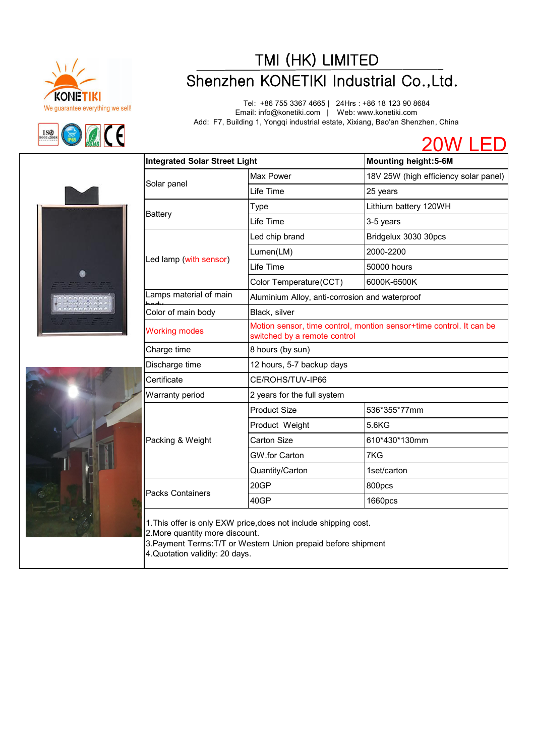KONETIKI

We guarantee everything we sell!

# TMI (HK) LIMITED

## Shenzhen KONETIKI Industrial Co.,Ltd.

Tel: +86 755 3367 4665 | 24Hrs : +86 18 123 90 8684
Email: info@konetiki.com | Web: www.konetiki.com
Add: F7, Building 1, Yongqi industrial estate, Xixiang, Bao'an Shenzhen, China

# 20W LED

| **Integrated Solar Street Light** | | **Mounting height:5-6M** |
|---|---|---|
| Solar panel | Max Power | 18V 25W (high efficiency solar panel) |
| | Life Time | 25 years |
| Battery | Type | Lithium battery 120WH |
| | Life Time | 3-5 years |
| Led lamp (with sensor) | Led chip brand | Bridgelux 3030 30pcs |
| | Lumen(LM) | 2000-2200 |
| | Life Time | 50000 hours |
| | Color Temperature(CCT) | 6000K-6500K |
| Lamps material of main body | Aluminium Alloy, anti-corrosion and waterproof | |
| Color of main body | Black, silver | |
| Working modes | Motion sensor, time control, montion sensor+time control. It can be switched by a remote control | |
| Charge time | 8 hours (by sun) | |
| Discharge time | 12 hours, 5-7 backup days | |
| Certificate | CE/ROHS/TUV-IP66 | |
| Warranty period | 2 years for the full system | |
| Packing & Weight | Product Size | 536*355*77mm |
| | Product Weight | 5.6KG |
| | Carton Size | 610*430*130mm |
| | GW.for Carton | 7KG |
| | Quantity/Carton | 1set/carton |
| Packs Containers | 20GP | 800pcs |
| | 40GP | 1660pcs |

1.This offer is only EXW price,does not include shipping cost.
2.More quantity more discount.
3.Payment Terms:T/T or Western Union prepaid before shipment
4.Quotation validity: 20 days.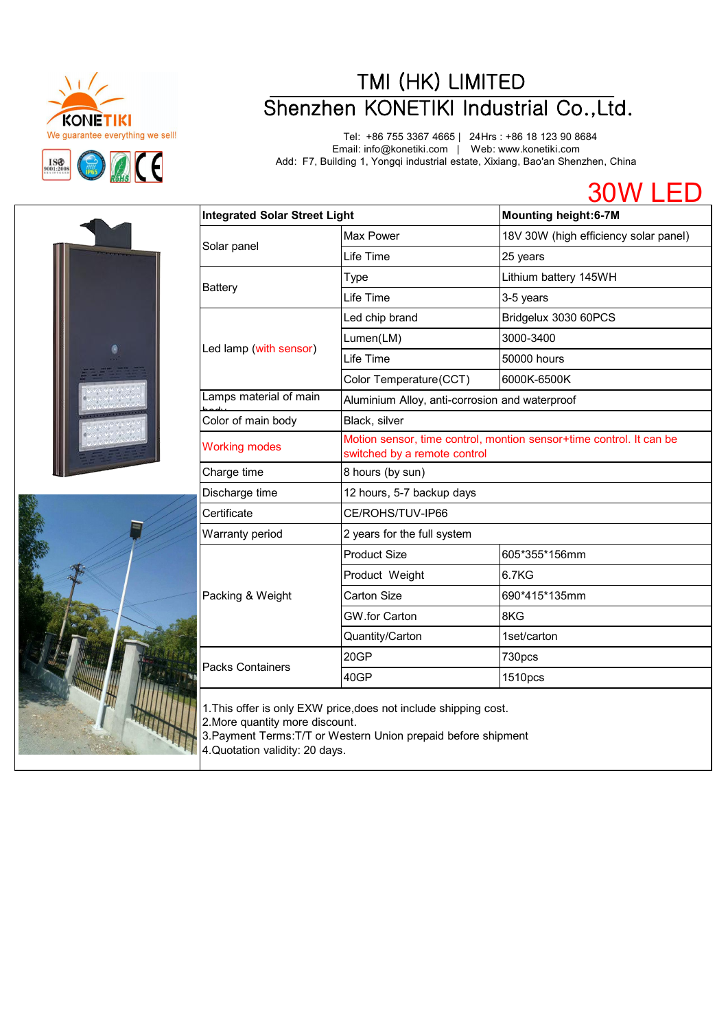# TMI (HK) LIMITED

## Shenzhen KONETIKI Industrial Co.,Ltd.

Tel: +86 755 3367 4665 | 24Hrs : +86 18 123 90 8684
Email: info@konetiki.com | Web: www.konetiki.com
Add: F7, Building 1, Yongqi industrial estate, Xixiang, Bao'an Shenzhen, China

KONETIKI
We guarantee everything we sell!

# 30W LED

| Integrated Solar Street Light | | Mounting height:6-7M |
|---|---|---|
| Solar panel | Max Power | 18V 30W (high efficiency solar panel) |
| | Life Time | 25 years |
| Battery | Type | Lithium battery 145WH |
| | Life Time | 3-5 years |
| Led lamp (with sensor) | Led chip brand | Bridgelux 3030 60PCS |
| | Lumen(LM) | 3000-3400 |
| | Life Time | 50000 hours |
| | Color Temperature(CCT) | 6000K-6500K |
| Lamps material of main body | Aluminium Alloy, anti-corrosion and waterproof | |
| Color of main body | Black, silver | |
| Working modes | Motion sensor, time control, montion sensor+time control. It can be switched by a remote control | |
| Charge time | 8 hours (by sun) | |
| Discharge time | 12 hours, 5-7 backup days | |
| Certificate | CE/ROHS/TUV-IP66 | |
| Warranty period | 2 years for the full system | |
| Packing & Weight | Product Size | 605*355*156mm |
| | Product Weight | 6.7KG |
| | Carton Size | 690*415*135mm |
| | GW.for Carton | 8KG |
| | Quantity/Carton | 1set/carton |
| Packs Containers | 20GP | 730pcs |
| | 40GP | 1510pcs |

1.This offer is only EXW price,does not include shipping cost.
2.More quantity more discount.
3.Payment Terms:T/T or Western Union prepaid before shipment
4.Quotation validity: 20 days.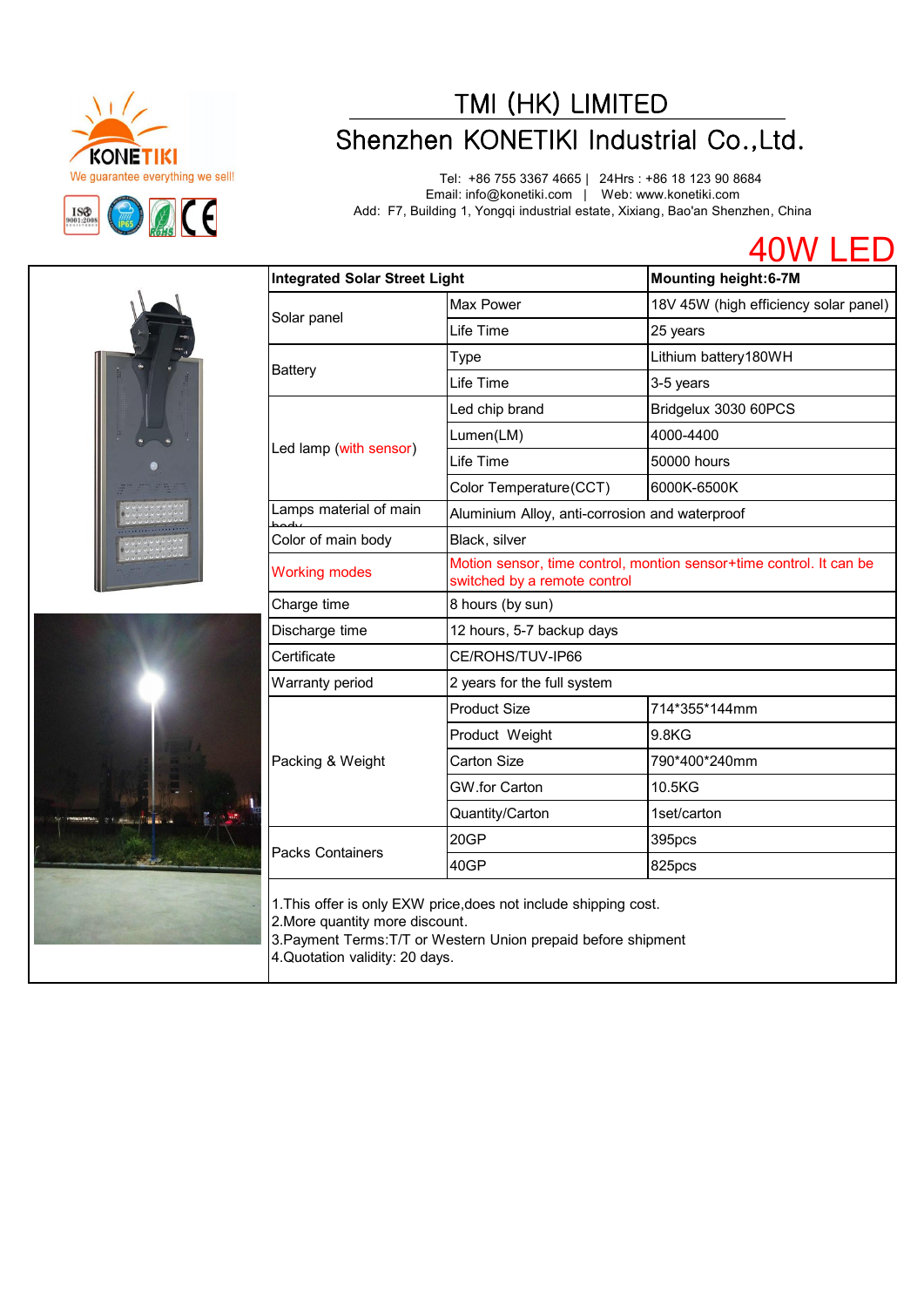KONETIKI
We guarantee everything we sell!

# TMI (HK) LIMITED

## Shenzhen KONETIKI Industrial Co.,Ltd.

Tel: +86 755 3367 4665 | 24Hrs : +86 18 123 90 8684
Email: info@konetiki.com | Web: www.konetiki.com
Add: F7, Building 1, Yongqi industrial estate, Xixiang, Bao'an Shenzhen, China

# 40W LED

| **Integrated Solar Street Light** | | **Mounting height:6-7M** |
|---|---|---|
| Solar panel | Max Power | 18V 45W (high efficiency solar panel) |
| | Life Time | 25 years |
| Battery | Type | Lithium battery180WH |
| | Life Time | 3-5 years |
| Led lamp (with sensor) | Led chip brand | Bridgelux 3030 60PCS |
| | Lumen(LM) | 4000-4400 |
| | Life Time | 50000 hours |
| | Color Temperature(CCT) | 6000K-6500K |
| Lamps material of main body | Aluminium Alloy, anti-corrosion and waterproof | |
| Color of main body | Black, silver | |
| Working modes | Motion sensor, time control, montion sensor+time control. It can be switched by a remote control | |
| Charge time | 8 hours (by sun) | |
| Discharge time | 12 hours, 5-7 backup days | |
| Certificate | CE/ROHS/TUV-IP66 | |
| Warranty period | 2 years for the full system | |
| Packing & Weight | Product Size | 714\*355\*144mm |
| | Product Weight | 9.8KG |
| | Carton Size | 790\*400\*240mm |
| | GW.for Carton | 10.5KG |
| | Quantity/Carton | 1set/carton |
| Packs Containers | 20GP | 395pcs |
| | 40GP | 825pcs |

1.This offer is only EXW price,does not include shipping cost.
2.More quantity more discount.
3.Payment Terms:T/T or Western Union prepaid before shipment
4.Quotation validity: 20 days.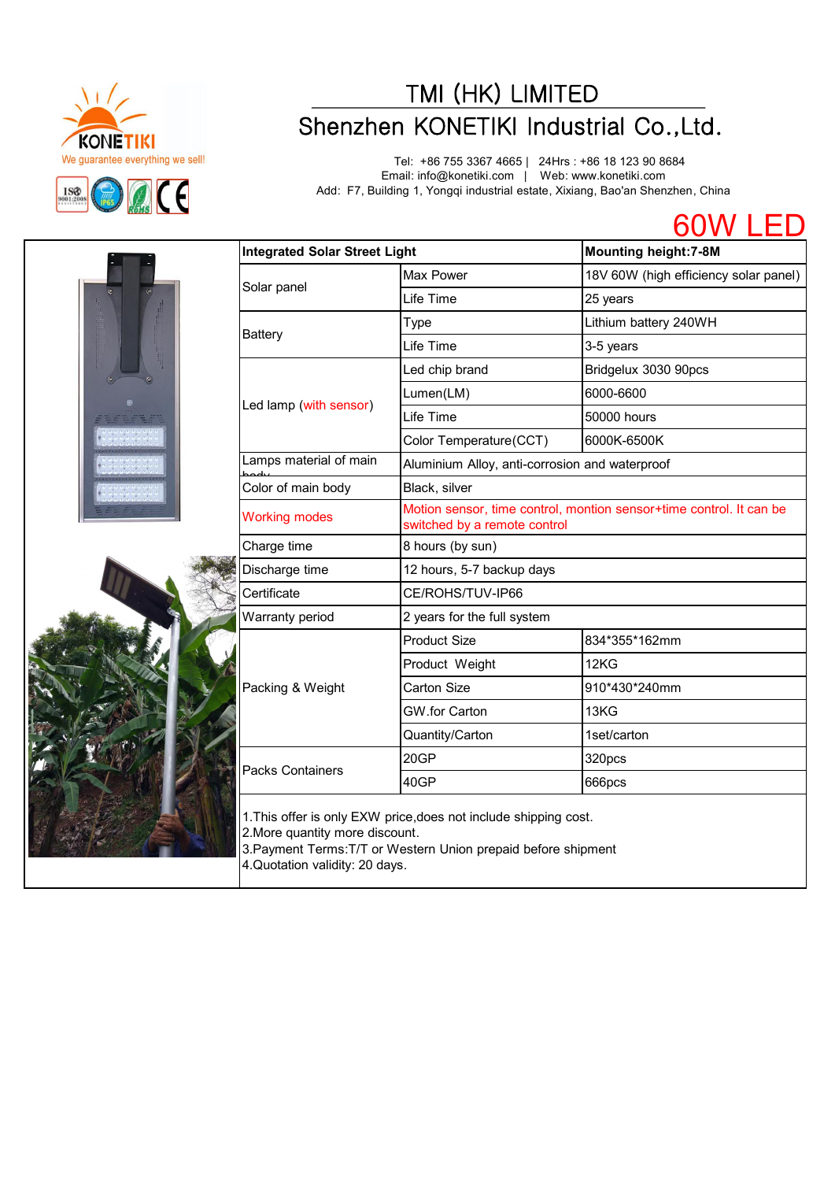# TMI (HK) LIMITED

# Shenzhen KONETIKI Industrial Co.,Ltd.

Tel: +86 755 3367 4665 | 24Hrs : +86 18 123 90 8684
Email: info@konetiki.com | Web: www.konetiki.com
Add: F7, Building 1, Yongqi industrial estate, Xixiang, Bao'an Shenzhen, China

## 60W LED

| **Integrated Solar Street Light** | | **Mounting height:7-8M** |
|---|---|---|
| Solar panel | Max Power | 18V 60W (high efficiency solar panel) |
| | Life Time | 25 years |
| Battery | Type | Lithium battery 240WH |
| | Life Time | 3-5 years |
| Led lamp (with sensor) | Led chip brand | Bridgelux 3030 90pcs |
| | Lumen(LM) | 6000-6600 |
| | Life Time | 50000 hours |
| | Color Temperature(CCT) | 6000K-6500K |
| Lamps material of main body | Aluminium Alloy, anti-corrosion and waterproof | |
| Color of main body | Black, silver | |
| Working modes | Motion sensor, time control, montion sensor+time control. It can be switched by a remote control | |
| Charge time | 8 hours (by sun) | |
| Discharge time | 12 hours, 5-7 backup days | |
| Certificate | CE/ROHS/TUV-IP66 | |
| Warranty period | 2 years for the full system | |
| Packing & Weight | Product Size | 834*355*162mm |
| | Product Weight | 12KG |
| | Carton Size | 910*430*240mm |
| | GW.for Carton | 13KG |
| | Quantity/Carton | 1set/carton |
| Packs Containers | 20GP | 320pcs |
| | 40GP | 666pcs |

1.This offer is only EXW price,does not include shipping cost.
2.More quantity more discount.
3.Payment Terms:T/T or Western Union prepaid before shipment
4.Quotation validity: 20 days.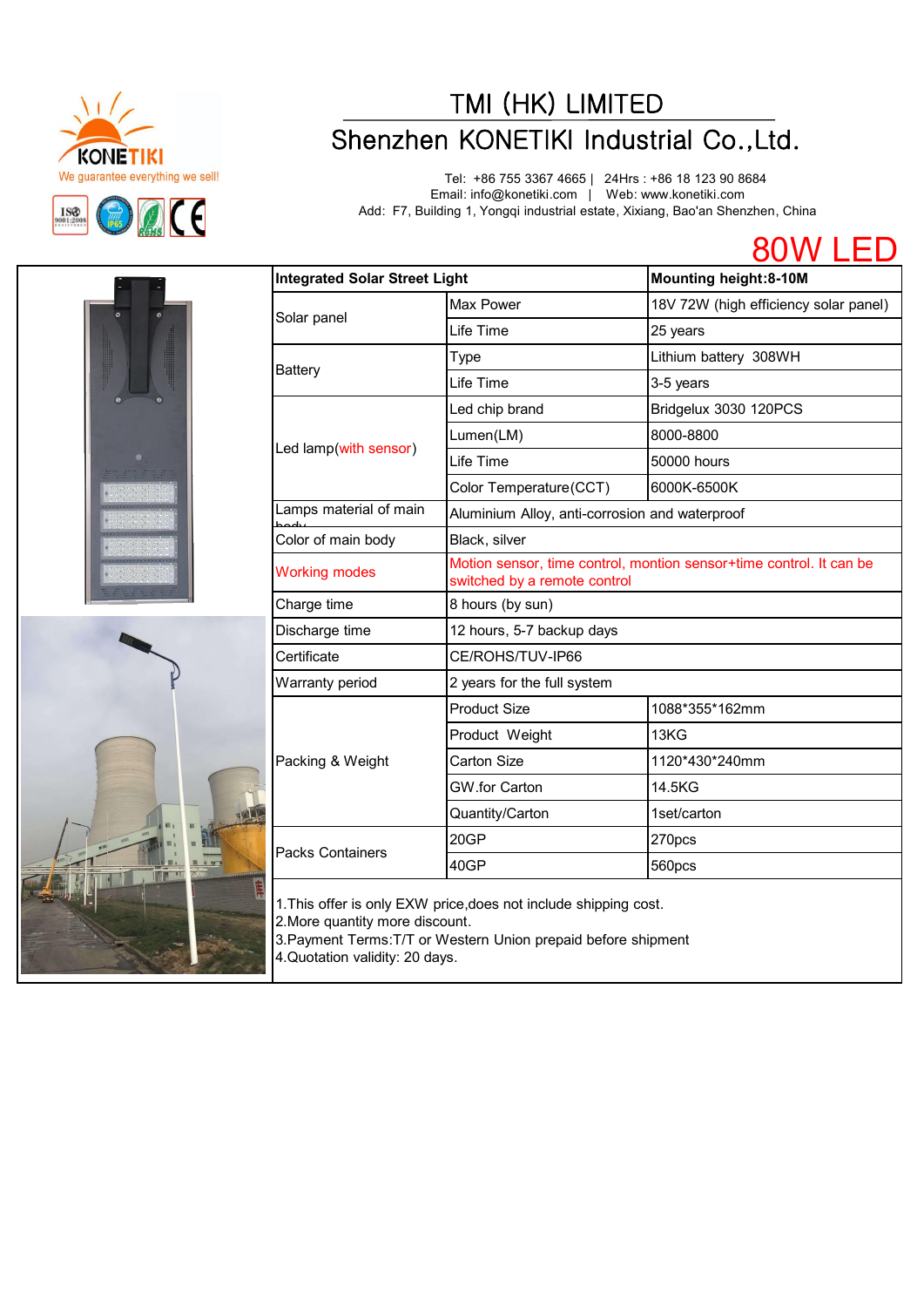# TMI (HK) LIMITED

## Shenzhen KONETIKI Industrial Co.,Ltd.

KONETIKI
We guarantee everything we sell!

Tel: +86 755 3367 4665 | 24Hrs : +86 18 123 90 8684
Email: info@konetiki.com | Web: www.konetiki.com
Add: F7, Building 1, Yongqi industrial estate, Xixiang, Bao'an Shenzhen, China

# 80W LED

| Integrated Solar Street Light | | Mounting height:8-10M |
|---|---|---|
| Solar panel | Max Power | 18V 72W (high efficiency solar panel) |
| | Life Time | 25 years |
| Battery | Type | Lithium battery 308WH |
| | Life Time | 3-5 years |
| Led lamp(with sensor) | Led chip brand | Bridgelux 3030 120PCS |
| | Lumen(LM) | 8000-8800 |
| | Life Time | 50000 hours |
| | Color Temperature(CCT) | 6000K-6500K |
| Lamps material of main body | Aluminium Alloy, anti-corrosion and waterproof | |
| Color of main body | Black, silver | |
| Working modes | Motion sensor, time control, montion sensor+time control. It can be switched by a remote control | |
| Charge time | 8 hours (by sun) | |
| Discharge time | 12 hours, 5-7 backup days | |
| Certificate | CE/ROHS/TUV-IP66 | |
| Warranty period | 2 years for the full system | |
| Packing & Weight | Product Size | 1088*355*162mm |
| | Product Weight | 13KG |
| | Carton Size | 1120*430*240mm |
| | GW.for Carton | 14.5KG |
| | Quantity/Carton | 1set/carton |
| Packs Containers | 20GP | 270pcs |
| | 40GP | 560pcs |

1.This offer is only EXW price,does not include shipping cost.
2.More quantity more discount.
3.Payment Terms:T/T or Western Union prepaid before shipment
4.Quotation validity: 20 days.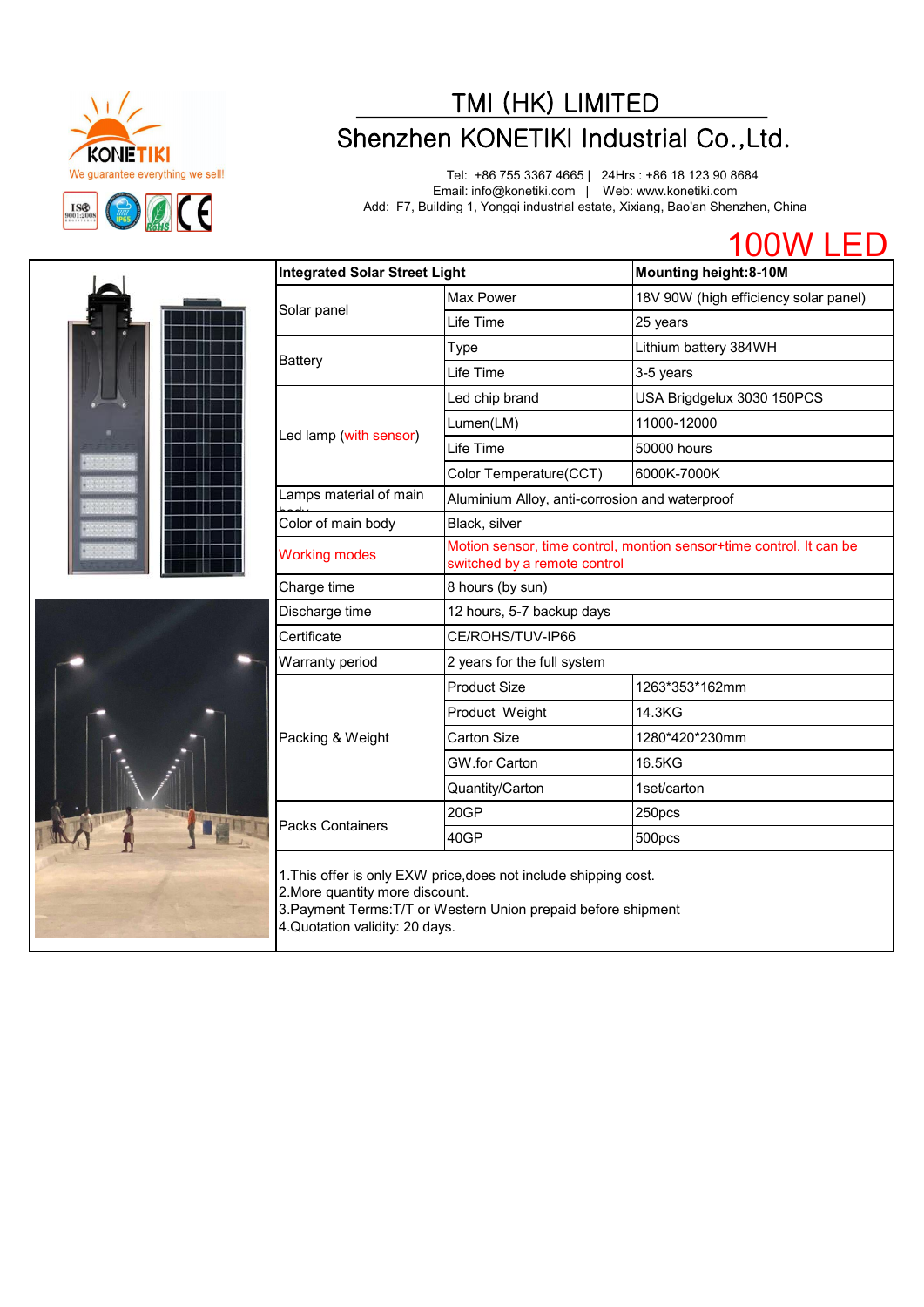# TMI (HK) LIMITED

## Shenzhen KONETIKI Industrial Co.,Ltd.

KONETIKI
We guarantee everything we sell!

Tel: +86 755 3367 4665 | 24Hrs : +86 18 123 90 8684
Email: info@konetiki.com | Web: www.konetiki.com
Add: F7, Building 1, Yongqi industrial estate, Xixiang, Bao'an Shenzhen, China

## 100W LED

| Integrated Solar Street Light | | Mounting height:8-10M |
|---|---|---|
| Solar panel | Max Power | 18V 90W (high efficiency solar panel) |
| | Life Time | 25 years |
| Battery | Type | Lithium battery 384WH |
| | Life Time | 3-5 years |
| Led lamp (with sensor) | Led chip brand | USA Brigdgelux 3030 150PCS |
| | Lumen(LM) | 11000-12000 |
| | Life Time | 50000 hours |
| | Color Temperature(CCT) | 6000K-7000K |
| Lamps material of main body | Aluminium Alloy, anti-corrosion and waterproof | |
| Color of main body | Black, silver | |
| Working modes | Motion sensor, time control, montion sensor+time control. It can be switched by a remote control | |
| Charge time | 8 hours (by sun) | |
| Discharge time | 12 hours, 5-7 backup days | |
| Certificate | CE/ROHS/TUV-IP66 | |
| Warranty period | 2 years for the full system | |
| Packing & Weight | Product Size | 1263*353*162mm |
| | Product Weight | 14.3KG |
| | Carton Size | 1280*420*230mm |
| | GW.for Carton | 16.5KG |
| | Quantity/Carton | 1set/carton |
| Packs Containers | 20GP | 250pcs |
| | 40GP | 500pcs |

1.This offer is only EXW price,does not include shipping cost.
2.More quantity more discount.
3.Payment Terms:T/T or Western Union prepaid before shipment
4.Quotation validity: 20 days.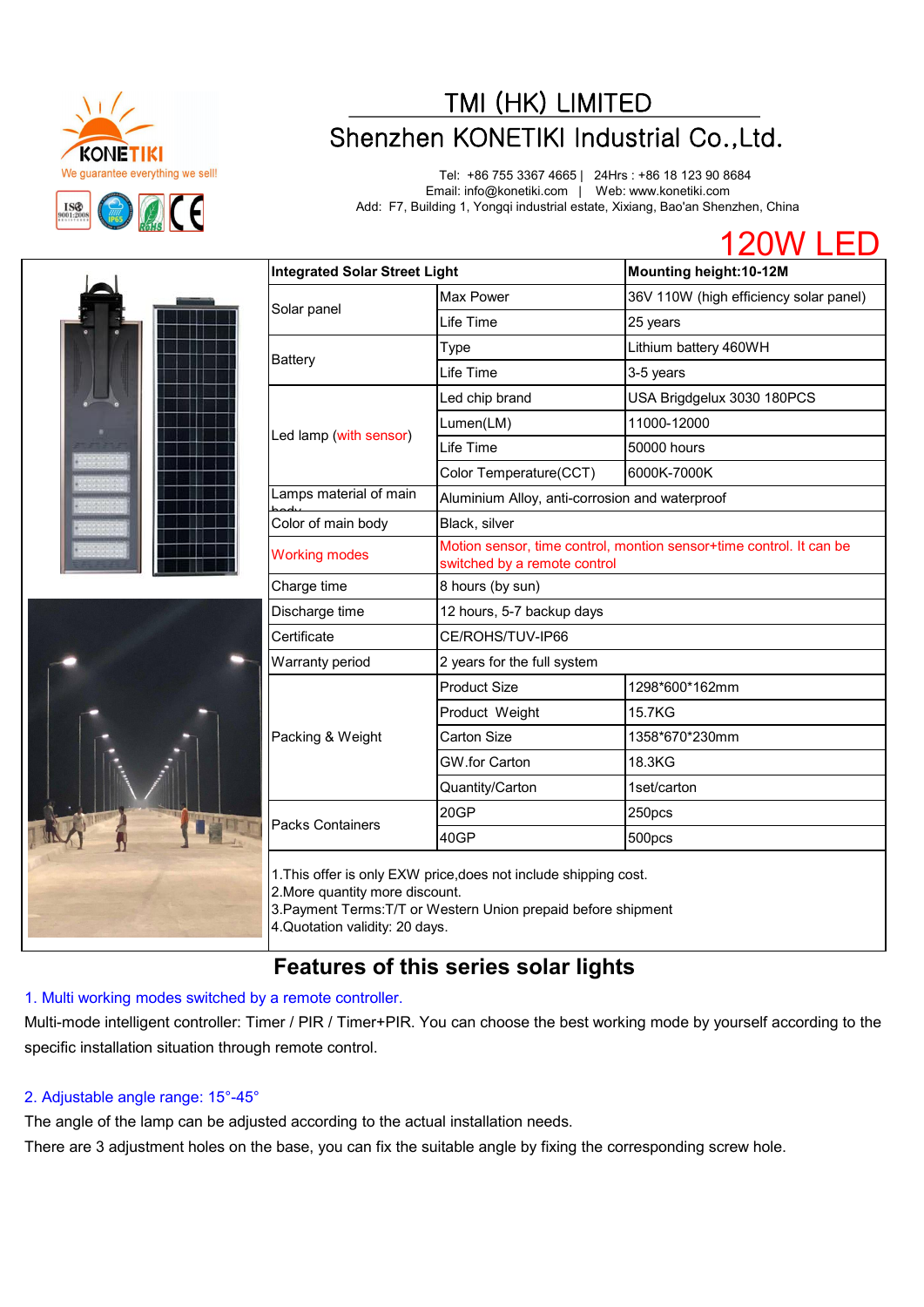KONETIKI
We guarantee everything we sell!

# TMI (HK) LIMITED

## Shenzhen KONETIKI Industrial Co.,Ltd.

Tel: +86 755 3367 4665 | 24Hrs : +86 18 123 90 8684
Email: info@konetiki.com | Web: www.konetiki.com
Add: F7, Building 1, Yongqi industrial estate, Xixiang, Bao'an Shenzhen, China

# 120W LED

| Integrated Solar Street Light | | Mounting height:10-12M |
|---|---|---|
| Solar panel | Max Power | 36V 110W (high efficiency solar panel) |
| | Life Time | 25 years |
| Battery | Type | Lithium battery 460WH |
| | Life Time | 3-5 years |
| Led lamp (with sensor) | Led chip brand | USA Brigdgelux 3030 180PCS |
| | Lumen(LM) | 11000-12000 |
| | Life Time | 50000 hours |
| | Color Temperature(CCT) | 6000K-7000K |
| Lamps material of main body | Aluminium Alloy, anti-corrosion and waterproof | |
| Color of main body | Black, silver | |
| Working modes | Motion sensor, time control, montion sensor+time control. It can be switched by a remote control | |
| Charge time | 8 hours (by sun) | |
| Discharge time | 12 hours, 5-7 backup days | |
| Certificate | CE/ROHS/TUV-IP66 | |
| Warranty period | 2 years for the full system | |
| Packing & Weight | Product Size | 1298*600*162mm |
| | Product Weight | 15.7KG |
| | Carton Size | 1358*670*230mm |
| | GW.for Carton | 18.3KG |
| | Quantity/Carton | 1set/carton |
| Packs Containers | 20GP | 250pcs |
| | 40GP | 500pcs |

1.This offer is only EXW price,does not include shipping cost.
2.More quantity more discount.
3.Payment Terms:T/T or Western Union prepaid before shipment
4.Quotation validity: 20 days.

## Features of this series solar lights

1. Multi working modes switched by a remote controller.

Multi-mode intelligent controller: Timer / PIR / Timer+PIR. You can choose the best working mode by yourself according to the specific installation situation through remote control.

2. Adjustable angle range: 15°-45°

The angle of the lamp can be adjusted according to the actual installation needs.
There are 3 adjustment holes on the base, you can fix the suitable angle by fixing the corresponding screw hole.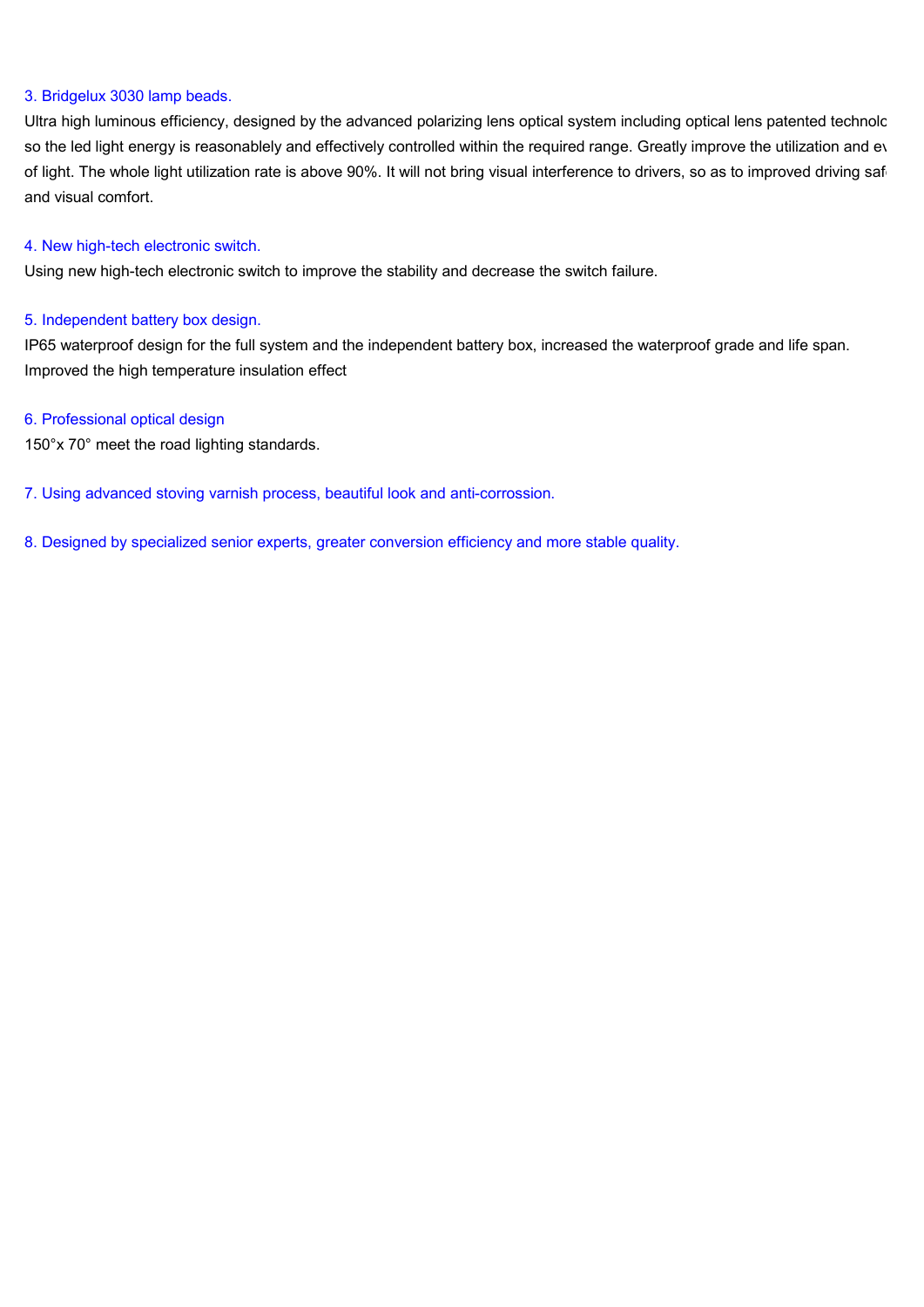3. Bridgelux 3030 lamp beads.

Ultra high luminous efficiency, designed by the advanced polarizing lens optical system including optical lens patented technolo so the led light energy is reasonablely and effectively controlled within the required range. Greatly improve the utilization and ev of light. The whole light utilization rate is above 90%. It will not bring visual interference to drivers, so as to improved driving saf and visual comfort.

4. New high-tech electronic switch.

Using new high-tech electronic switch to improve the stability and decrease the switch failure.

5. Independent battery box design.

IP65 waterproof design for the full system and the independent battery box, increased the waterproof grade and life span. Improved the high temperature insulation effect

6. Professional optical design

150°x 70° meet the road lighting standards.

7. Using advanced stoving varnish process, beautiful look and anti-corrossion.

8. Designed by specialized senior experts, greater conversion efficiency and more stable quality.